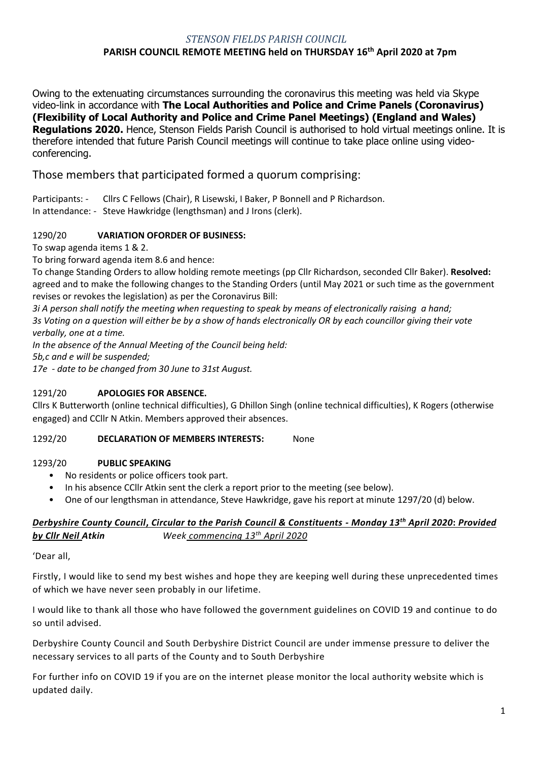*STENSON FIELDS PARISH COUNCIL*

**PARISH COUNCIL REMOTE MEETING held on THURSDAY 16th April 2020 at 7pm**

Owing to the extenuating circumstances surrounding the coronavirus this meeting was held via Skype video-link in accordance with **The Local Authorities and Police and Crime Panels (Coronavirus) (Flexibility of Local Authority and Police and Crime Panel Meetings) (England and Wales) Regulations 2020.** Hence, Stenson Fields Parish Council is authorised to hold virtual meetings online. It is therefore intended that future Parish Council meetings will continue to take place online using video-conferencing.

Those members that participated formed a quorum comprising:

Participants: - Cllrs C Fellows (Chair), R Lisewski, I Baker, P Bonnell and P Richardson.
In attendance: - Steve Hawkridge (lengthsman) and J Irons (clerk).

1290/20 **VARIATION OFORDER OF BUSINESS:**

To swap agenda items 1 & 2.

To bring forward agenda item 8.6 and hence:

To change Standing Orders to allow holding remote meetings (pp Cllr Richardson, seconded Cllr Baker). **Resolved:** agreed and to make the following changes to the Standing Orders (until May 2021 or such time as the government revises or revokes the legislation) as per the Coronavirus Bill:

*3i A person shall notify the meeting when requesting to speak by means of electronically raising a hand;*
*3s Voting on a question will either be by a show of hands electronically OR by each councillor giving their vote verbally, one at a time.*
*In the absence of the Annual Meeting of the Council being held:*
*5b,c and e will be suspended;*
*17e - date to be changed from 30 June to 31st August.*

1291/20 **APOLOGIES FOR ABSENCE.**

Cllrs K Butterworth (online technical difficulties), G Dhillon Singh (online technical difficulties), K Rogers (otherwise engaged) and CCllr N Atkin. Members approved their absences.

1292/20 **DECLARATION OF MEMBERS INTERESTS:** None

1293/20 **PUBLIC SPEAKING**

- No residents or police officers took part.
- In his absence CCllr Atkin sent the clerk a report prior to the meeting (see below).
- One of our lengthsman in attendance, Steve Hawkridge, gave his report at minute 1297/20 (d) below.

***Derbyshire County Council, Circular to the Parish Council & Constituents - Monday 13th April 2020: Provided by Cllr Neil Atkin*** *Week commencing 13th April 2020*

'Dear all,

Firstly, I would like to send my best wishes and hope they are keeping well during these unprecedented times of which we have never seen probably in our lifetime.

I would like to thank all those who have followed the government guidelines on COVID 19 and continue to do so until advised.

Derbyshire County Council and South Derbyshire District Council are under immense pressure to deliver the necessary services to all parts of the County and to South Derbyshire

For further info on COVID 19 if you are on the internet please monitor the local authority website which is updated daily.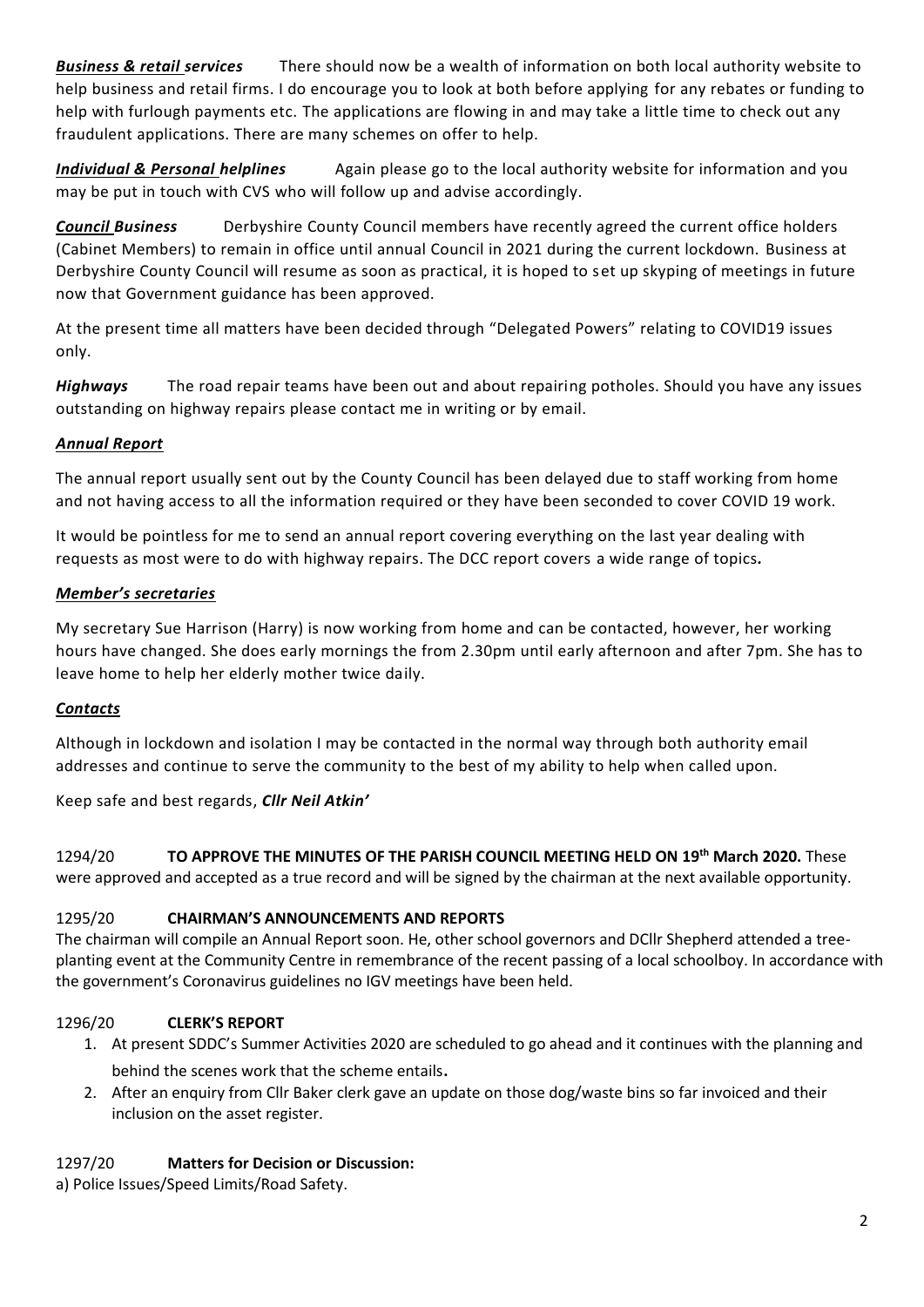***Business & retail** services* There should now be a wealth of information on both local authority website to help business and retail firms. I do encourage you to look at both before applying for any rebates or funding to help with furlough payments etc. The applications are flowing in and may take a little time to check out any fraudulent applications. There are many schemes on offer to help.

***Individual & Personal** helplines* Again please go to the local authority website for information and you may be put in touch with CVS who will follow up and advise accordingly.

***Council** Business* Derbyshire County Council members have recently agreed the current office holders (Cabinet Members) to remain in office until annual Council in 2021 during the current lockdown. Business at Derbyshire County Council will resume as soon as practical, it is hoped to set up skyping of meetings in future now that Government guidance has been approved.

At the present time all matters have been decided through "Delegated Powers" relating to COVID19 issues only.

***Highways*** The road repair teams have been out and about repairing potholes. Should you have any issues outstanding on highway repairs please contact me in writing or by email.

***Annual Report***

The annual report usually sent out by the County Council has been delayed due to staff working from home and not having access to all the information required or they have been seconded to cover COVID 19 work.

It would be pointless for me to send an annual report covering everything on the last year dealing with requests as most were to do with highway repairs. The DCC report covers a wide range of topics***.***

***Member's secretaries***

My secretary Sue Harrison (Harry) is now working from home and can be contacted, however, her working hours have changed. She does early mornings the from 2.30pm until early afternoon and after 7pm. She has to leave home to help her elderly mother twice daily.

***Contacts***

Although in lockdown and isolation I may be contacted in the normal way through both authority email addresses and continue to serve the community to the best of my ability to help when called upon.

Keep safe and best regards, ***Cllr Neil Atkin'***

1294/20 **TO APPROVE THE MINUTES OF THE PARISH COUNCIL MEETING HELD ON 19th March 2020.** These were approved and accepted as a true record and will be signed by the chairman at the next available opportunity.

1295/20 **CHAIRMAN'S ANNOUNCEMENTS AND REPORTS**

The chairman will compile an Annual Report soon. He, other school governors and DCllr Shepherd attended a tree-planting event at the Community Centre in remembrance of the recent passing of a local schoolboy. In accordance with the government's Coronavirus guidelines no IGV meetings have been held.

1296/20 **CLERK'S REPORT**

1. At present SDDC's Summer Activities 2020 are scheduled to go ahead and it continues with the planning and behind the scenes work that the scheme entails**.**
2. After an enquiry from Cllr Baker clerk gave an update on those dog/waste bins so far invoiced and their inclusion on the asset register.

1297/20 **Matters for Decision or Discussion:**

a) Police Issues/Speed Limits/Road Safety.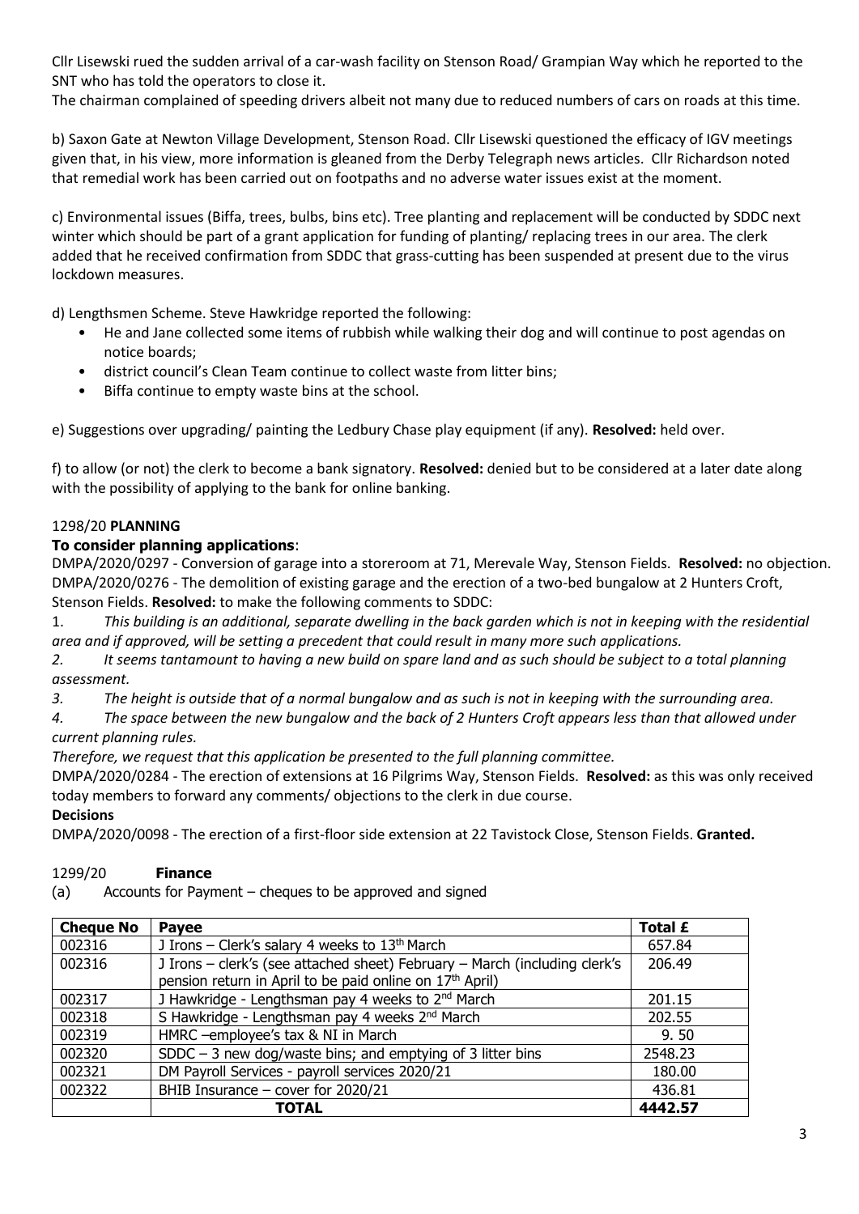Cllr Lisewski rued the sudden arrival of a car-wash facility on Stenson Road/ Grampian Way which he reported to the SNT who has told the operators to close it.
The chairman complained of speeding drivers albeit not many due to reduced numbers of cars on roads at this time.

b) Saxon Gate at Newton Village Development, Stenson Road. Cllr Lisewski questioned the efficacy of IGV meetings given that, in his view, more information is gleaned from the Derby Telegraph news articles. Cllr Richardson noted that remedial work has been carried out on footpaths and no adverse water issues exist at the moment.

c) Environmental issues (Biffa, trees, bulbs, bins etc). Tree planting and replacement will be conducted by SDDC next winter which should be part of a grant application for funding of planting/ replacing trees in our area. The clerk added that he received confirmation from SDDC that grass-cutting has been suspended at present due to the virus lockdown measures.

d) Lengthsmen Scheme. Steve Hawkridge reported the following:

- He and Jane collected some items of rubbish while walking their dog and will continue to post agendas on notice boards;
- district council's Clean Team continue to collect waste from litter bins;
- Biffa continue to empty waste bins at the school.

e) Suggestions over upgrading/ painting the Ledbury Chase play equipment (if any). **Resolved:** held over.

f) to allow (or not) the clerk to become a bank signatory. **Resolved:** denied but to be considered at a later date along with the possibility of applying to the bank for online banking.

1298/20 **PLANNING**

**To consider planning applications**:

DMPA/2020/0297 - Conversion of garage into a storeroom at 71, Merevale Way, Stenson Fields. **Resolved:** no objection.
DMPA/2020/0276 - The demolition of existing garage and the erection of a two-bed bungalow at 2 Hunters Croft, Stenson Fields. **Resolved:** to make the following comments to SDDC:

1. *This building is an additional, separate dwelling in the back garden which is not in keeping with the residential area and if approved, will be setting a precedent that could result in many more such applications.*
2. *It seems tantamount to having a new build on spare land and as such should be subject to a total planning assessment.*
3. *The height is outside that of a normal bungalow and as such is not in keeping with the surrounding area.*
4. *The space between the new bungalow and the back of 2 Hunters Croft appears less than that allowed under current planning rules.*

*Therefore, we request that this application be presented to the full planning committee.*

DMPA/2020/0284 - The erection of extensions at 16 Pilgrims Way, Stenson Fields. **Resolved:** as this was only received today members to forward any comments/ objections to the clerk in due course.

**Decisions**

DMPA/2020/0098 - The erection of a first-floor side extension at 22 Tavistock Close, Stenson Fields. **Granted.**

1299/20 **Finance**

(a) Accounts for Payment – cheques to be approved and signed

| Cheque No | Payee | Total £ |
|---|---|---|
| 002316 | J Irons – Clerk's salary 4 weeks to 13th March | 657.84 |
| 002316 | J Irons – clerk's (see attached sheet) February – March (including clerk's pension return in April to be paid online on 17th April) | 206.49 |
| 002317 | J Hawkridge - Lengthsman pay 4 weeks to 2nd March | 201.15 |
| 002318 | S Hawkridge - Lengthsman pay 4 weeks 2nd March | 202.55 |
| 002319 | HMRC –employee's tax & NI in March | 9. 50 |
| 002320 | SDDC – 3 new dog/waste bins; and emptying of 3 litter bins | 2548.23 |
| 002321 | DM Payroll Services - payroll services 2020/21 | 180.00 |
| 002322 | BHIB Insurance – cover for 2020/21 | 436.81 |
| | **TOTAL** | **4442.57** |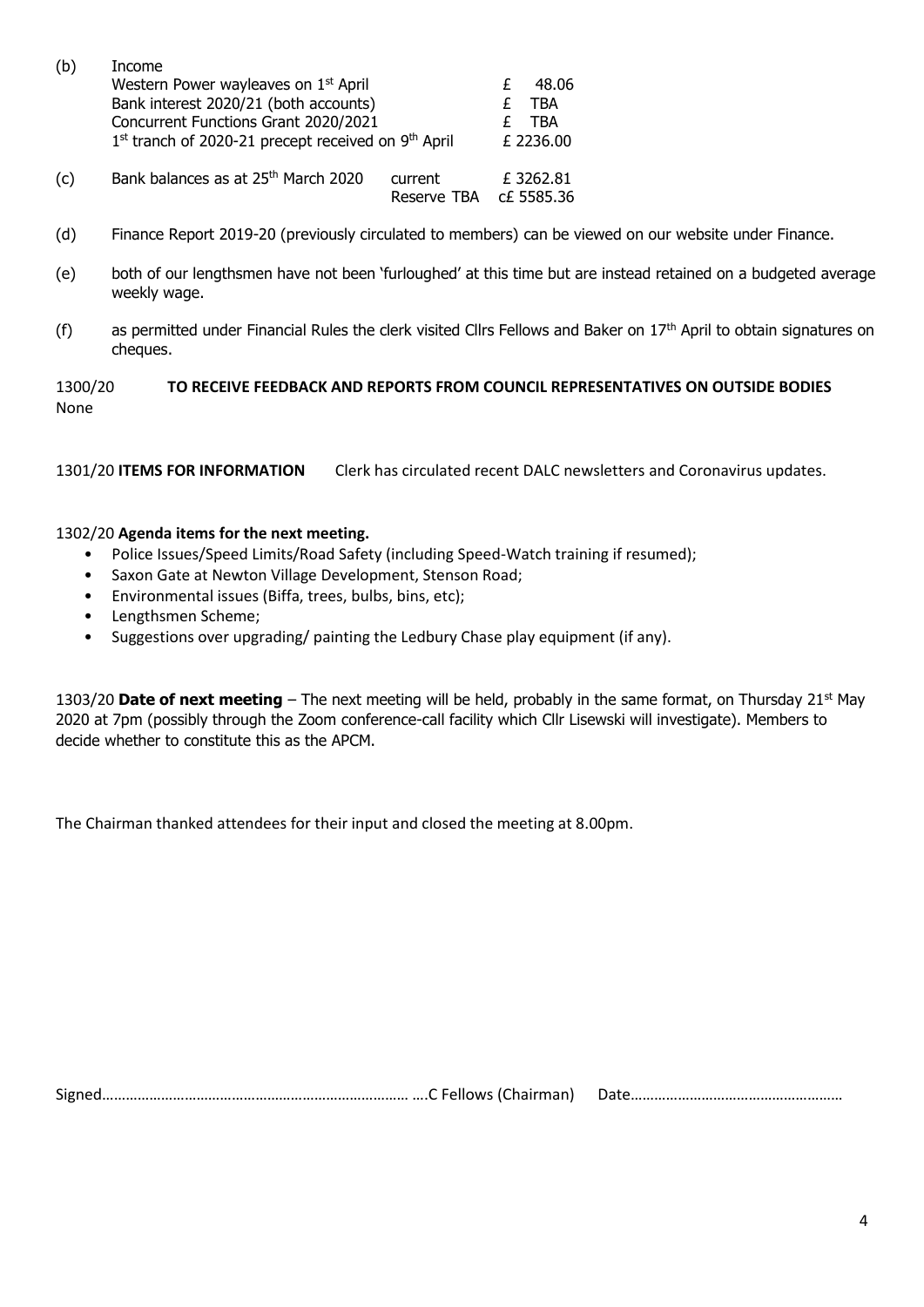(b) Income

| | | |
|---|---|---|
| Western Power wayleaves on 1st April | | £ 48.06 |
| Bank interest 2020/21 (both accounts) | | £ TBA |
| Concurrent Functions Grant 2020/2021 | | £ TBA |
| 1st tranch of 2020-21 precept received on 9th April | | £ 2236.00 |

(c)

| | | |
|---|---|---|
| Bank balances as at 25th March 2020 | current | £ 3262.81 |
| | Reserve TBA | c£ 5585.36 |

(d) Finance Report 2019-20 (previously circulated to members) can be viewed on our website under Finance.

(e) both of our lengthsmen have not been 'furloughed' at this time but are instead retained on a budgeted average weekly wage.

(f) as permitted under Financial Rules the clerk visited Cllrs Fellows and Baker on 17th April to obtain signatures on cheques.

1300/20 **TO RECEIVE FEEDBACK AND REPORTS FROM COUNCIL REPRESENTATIVES ON OUTSIDE BODIES**
None

1301/20 **ITEMS FOR INFORMATION** Clerk has circulated recent DALC newsletters and Coronavirus updates.

1302/20 **Agenda items for the next meeting.**

- Police Issues/Speed Limits/Road Safety (including Speed-Watch training if resumed);
- Saxon Gate at Newton Village Development, Stenson Road;
- Environmental issues (Biffa, trees, bulbs, bins, etc);
- Lengthsmen Scheme;
- Suggestions over upgrading/ painting the Ledbury Chase play equipment (if any).

1303/20 **Date of next meeting** – The next meeting will be held, probably in the same format, on Thursday 21st May 2020 at 7pm (possibly through the Zoom conference-call facility which Cllr Lisewski will investigate). Members to decide whether to constitute this as the APCM.

The Chairman thanked attendees for their input and closed the meeting at 8.00pm.

Signed…………………………………………………………………… ….C Fellows (Chairman) Date………………………………………………